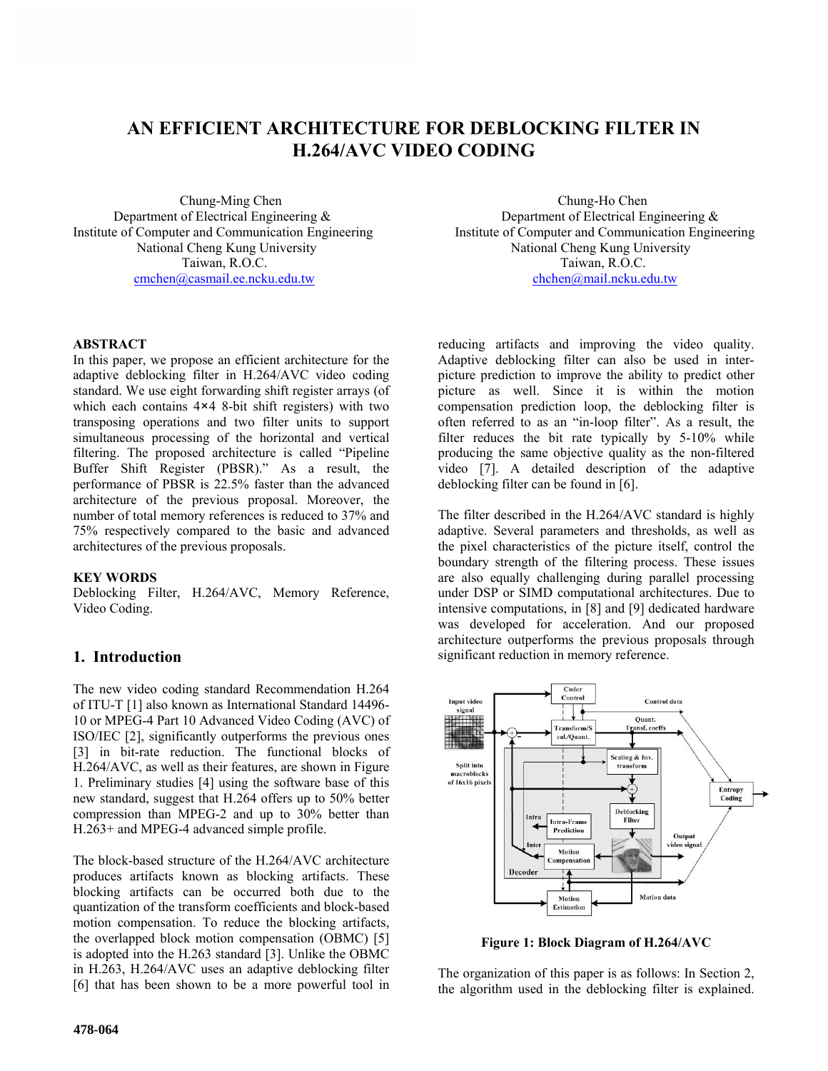# AN EFFICIENT ARCHITECTURE FOR DEBLOCKING FILTER IN H.264/AVC VIDEO CODING

Chung-Ming Chen
Department of Electrical Engineering &
Institute of Computer and Communication Engineering
National Cheng Kung University
Taiwan, R.O.C.
cmchen@casmail.ee.ncku.edu.tw

Chung-Ho Chen
Department of Electrical Engineering &
Institute of Computer and Communication Engineering
National Cheng Kung University
Taiwan, R.O.C.
chchen@mail.ncku.edu.tw

**ABSTRACT**

In this paper, we propose an efficient architecture for the adaptive deblocking filter in H.264/AVC video coding standard. We use eight forwarding shift register arrays (of which each contains 4×4 8-bit shift registers) with two transposing operations and two filter units to support simultaneous processing of the horizontal and vertical filtering. The proposed architecture is called "Pipeline Buffer Shift Register (PBSR)." As a result, the performance of PBSR is 22.5% faster than the advanced architecture of the previous proposal. Moreover, the number of total memory references is reduced to 37% and 75% respectively compared to the basic and advanced architectures of the previous proposals.

**KEY WORDS**

Deblocking Filter, H.264/AVC, Memory Reference, Video Coding.

## 1. Introduction

The new video coding standard Recommendation H.264 of ITU-T [1] also known as International Standard 14496-10 or MPEG-4 Part 10 Advanced Video Coding (AVC) of ISO/IEC [2], significantly outperforms the previous ones [3] in bit-rate reduction. The functional blocks of H.264/AVC, as well as their features, are shown in Figure 1. Preliminary studies [4] using the software base of this new standard, suggest that H.264 offers up to 50% better compression than MPEG-2 and up to 30% better than H.263+ and MPEG-4 advanced simple profile.

The block-based structure of the H.264/AVC architecture produces artifacts known as blocking artifacts. These blocking artifacts can be occurred both due to the quantization of the transform coefficients and block-based motion compensation. To reduce the blocking artifacts, the overlapped block motion compensation (OBMC) [5] is adopted into the H.263 standard [3]. Unlike the OBMC in H.263, H.264/AVC uses an adaptive deblocking filter [6] that has been shown to be a more powerful tool in reducing artifacts and improving the video quality. Adaptive deblocking filter can also be used in inter-picture prediction to improve the ability to predict other picture as well. Since it is within the motion compensation prediction loop, the deblocking filter is often referred to as an "in-loop filter". As a result, the filter reduces the bit rate typically by 5-10% while producing the same objective quality as the non-filtered video [7]. A detailed description of the adaptive deblocking filter can be found in [6].

The filter described in the H.264/AVC standard is highly adaptive. Several parameters and thresholds, as well as the pixel characteristics of the picture itself, control the boundary strength of the filtering process. These issues are also equally challenging during parallel processing under DSP or SIMD computational architectures. Due to intensive computations, in [8] and [9] dedicated hardware was developed for acceleration. And our proposed architecture outperforms the previous proposals through significant reduction in memory reference.

**Figure 1: Block Diagram of H.264/AVC**

The organization of this paper is as follows: In Section 2, the algorithm used in the deblocking filter is explained.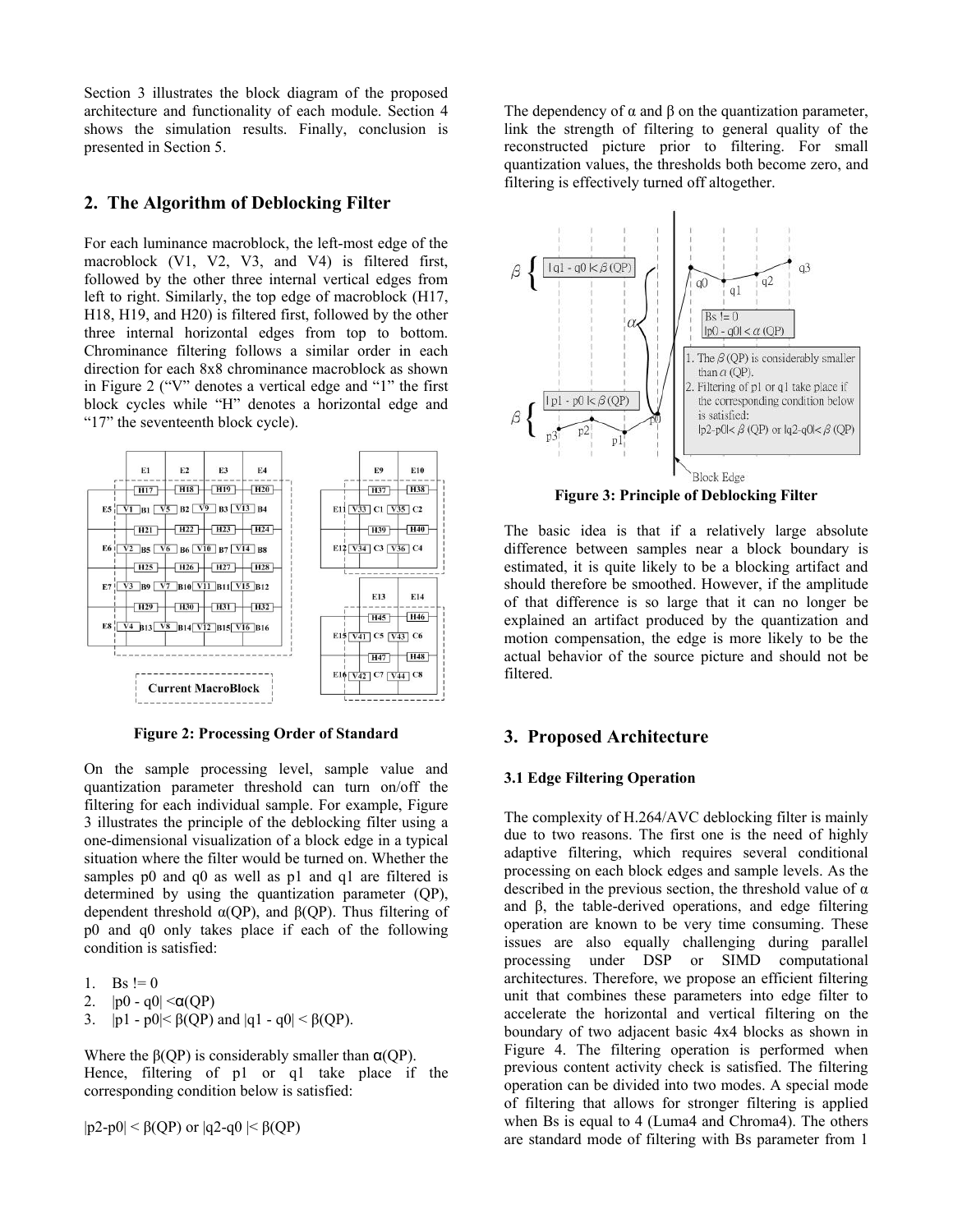Section 3 illustrates the block diagram of the proposed architecture and functionality of each module. Section 4 shows the simulation results. Finally, conclusion is presented in Section 5.

## 2. The Algorithm of Deblocking Filter

For each luminance macroblock, the left-most edge of the macroblock (V1, V2, V3, and V4) is filtered first, followed by the other three internal vertical edges from left to right. Similarly, the top edge of macroblock (H17, H18, H19, and H20) is filtered first, followed by the other three internal horizontal edges from top to bottom. Chrominance filtering follows a similar order in each direction for each 8x8 chrominance macroblock as shown in Figure 2 ("V" denotes a vertical edge and "1" the first block cycles while "H" denotes a horizontal edge and "17" the seventeenth block cycle).

**Figure 2: Processing Order of Standard**

On the sample processing level, sample value and quantization parameter threshold can turn on/off the filtering for each individual sample. For example, Figure 3 illustrates the principle of the deblocking filter using a one-dimensional visualization of a block edge in a typical situation where the filter would be turned on. Whether the samples p0 and q0 as well as p1 and q1 are filtered is determined by using the quantization parameter (QP), dependent threshold α(QP), and β(QP). Thus filtering of p0 and q0 only takes place if each of the following condition is satisfied:

1. Bs != 0
2. |p0 - q0| <α(QP)
3. |p1 - p0|< β(QP) and |q1 - q0| < β(QP).

Where the β(QP) is considerably smaller than α(QP).
Hence, filtering of p1 or q1 take place if the corresponding condition below is satisfied:

|p2-p0| < β(QP) or |q2-q0 |< β(QP)

The dependency of α and β on the quantization parameter, link the strength of filtering to general quality of the reconstructed picture prior to filtering. For small quantization values, the thresholds both become zero, and filtering is effectively turned off altogether.

**Figure 3: Principle of Deblocking Filter**

The basic idea is that if a relatively large absolute difference between samples near a block boundary is estimated, it is quite likely to be a blocking artifact and should therefore be smoothed. However, if the amplitude of that difference is so large that it can no longer be explained an artifact produced by the quantization and motion compensation, the edge is more likely to be the actual behavior of the source picture and should not be filtered.

## 3. Proposed Architecture

### 3.1 Edge Filtering Operation

The complexity of H.264/AVC deblocking filter is mainly due to two reasons. The first one is the need of highly adaptive filtering, which requires several conditional processing on each block edges and sample levels. As the described in the previous section, the threshold value of α and β, the table-derived operations, and edge filtering operation are known to be very time consuming. These issues are also equally challenging during parallel processing under DSP or SIMD computational architectures. Therefore, we propose an efficient filtering unit that combines these parameters into edge filter to accelerate the horizontal and vertical filtering on the boundary of two adjacent basic 4x4 blocks as shown in Figure 4. The filtering operation is performed when previous content activity check is satisfied. The filtering operation can be divided into two modes. A special mode of filtering that allows for stronger filtering is applied when Bs is equal to 4 (Luma4 and Chroma4). The others are standard mode of filtering with Bs parameter from 1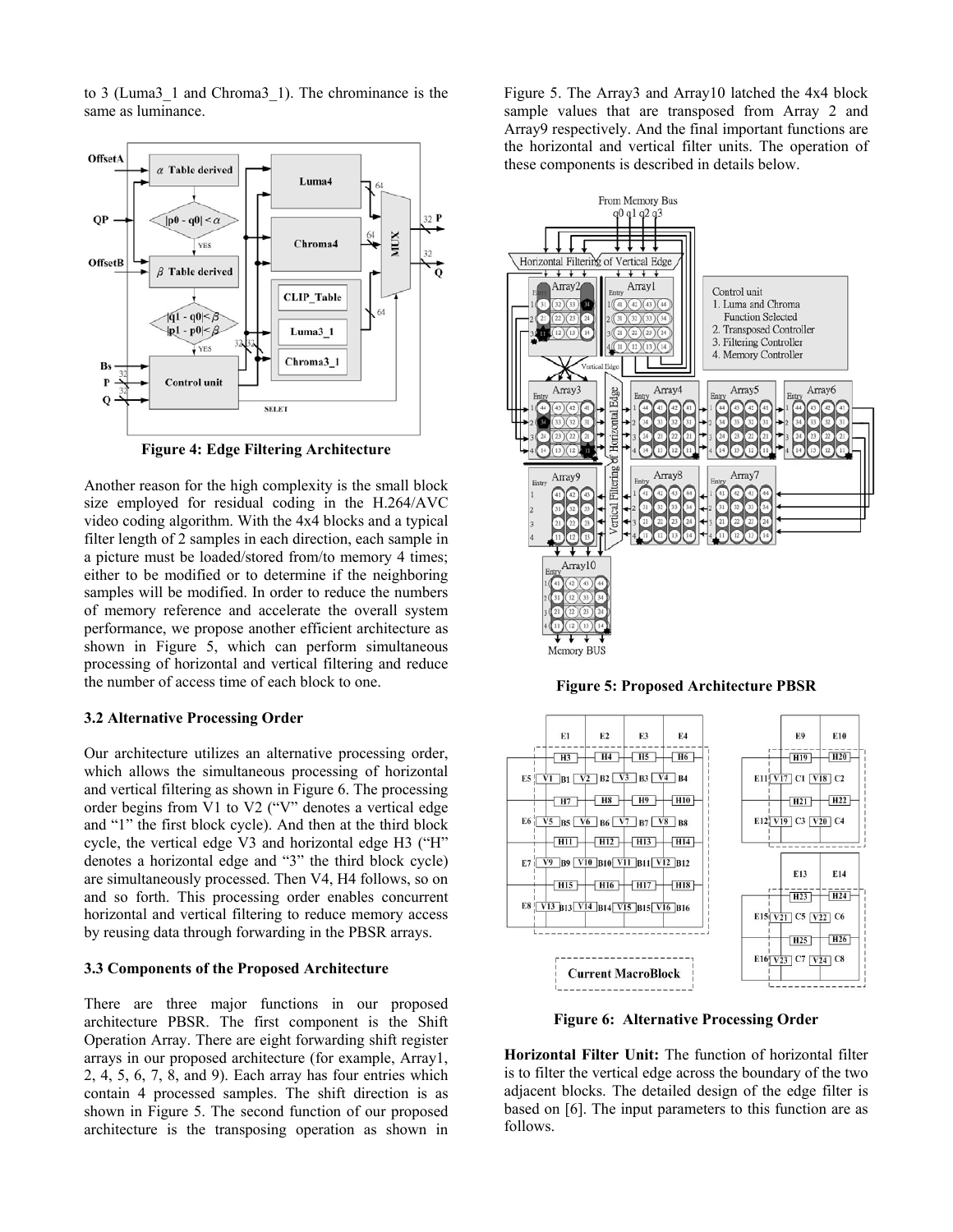to 3 (Luma3_1 and Chroma3_1). The chrominance is the same as luminance.

**Figure 4: Edge Filtering Architecture**

Another reason for the high complexity is the small block size employed for residual coding in the H.264/AVC video coding algorithm. With the 4x4 blocks and a typical filter length of 2 samples in each direction, each sample in a picture must be loaded/stored from/to memory 4 times; either to be modified or to determine if the neighboring samples will be modified. In order to reduce the numbers of memory reference and accelerate the overall system performance, we propose another efficient architecture as shown in Figure 5, which can perform simultaneous processing of horizontal and vertical filtering and reduce the number of access time of each block to one.

### 3.2 Alternative Processing Order

Our architecture utilizes an alternative processing order, which allows the simultaneous processing of horizontal and vertical filtering as shown in Figure 6. The processing order begins from V1 to V2 ("V" denotes a vertical edge and "1" the first block cycle). And then at the third block cycle, the vertical edge V3 and horizontal edge H3 ("H" denotes a horizontal edge and "3" the third block cycle) are simultaneously processed. Then V4, H4 follows, so on and so forth. This processing order enables concurrent horizontal and vertical filtering to reduce memory access by reusing data through forwarding in the PBSR arrays.

### 3.3 Components of the Proposed Architecture

There are three major functions in our proposed architecture PBSR. The first component is the Shift Operation Array. There are eight forwarding shift register arrays in our proposed architecture (for example, Array1, 2, 4, 5, 6, 7, 8, and 9). Each array has four entries which contain 4 processed samples. The shift direction is as shown in Figure 5. The second function of our proposed architecture is the transposing operation as shown in Figure 5. The Array3 and Array10 latched the 4x4 block sample values that are transposed from Array 2 and Array9 respectively. And the final important functions are the horizontal and vertical filter units. The operation of these components is described in details below.

**Figure 5: Proposed Architecture PBSR**

**Figure 6: Alternative Processing Order**

**Horizontal Filter Unit:** The function of horizontal filter is to filter the vertical edge across the boundary of the two adjacent blocks. The detailed design of the edge filter is based on [6]. The input parameters to this function are as follows.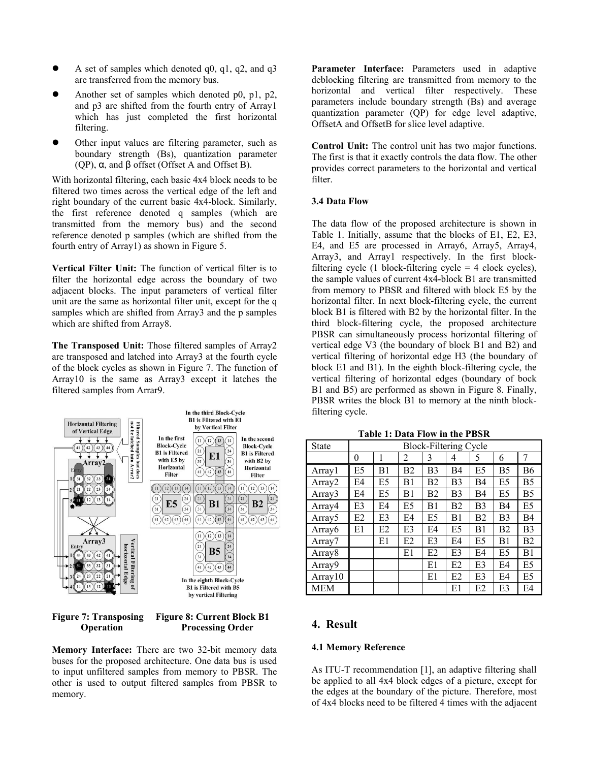- A set of samples which denoted q0, q1, q2, and q3 are transferred from the memory bus.
- Another set of samples which denoted p0, p1, p2, and p3 are shifted from the fourth entry of Array1 which has just completed the first horizontal filtering.
- Other input values are filtering parameter, such as boundary strength (Bs), quantization parameter (QP), α, and β offset (Offset A and Offset B).

With horizontal filtering, each basic 4x4 block needs to be filtered two times across the vertical edge of the left and right boundary of the current basic 4x4-block. Similarly, the first reference denoted q samples (which are transmitted from the memory bus) and the second reference denoted p samples (which are shifted from the fourth entry of Array1) as shown in Figure 5.

**Vertical Filter Unit:** The function of vertical filter is to filter the horizontal edge across the boundary of two adjacent blocks. The input parameters of vertical filter unit are the same as horizontal filter unit, except for the q samples which are shifted from Array3 and the p samples which are shifted from Array8.

**The Transposed Unit:** Those filtered samples of Array2 are transposed and latched into Array3 at the fourth cycle of the block cycles as shown in Figure 7. The function of Array10 is the same as Array3 except it latches the filtered samples from Arrar9.

Figure 7: Transposing Operation

Figure 8: Current Block B1 Processing Order

**Memory Interface:** There are two 32-bit memory data buses for the proposed architecture. One data bus is used to input unfiltered samples from memory to PBSR. The other is used to output filtered samples from PBSR to memory.

**Parameter Interface:** Parameters used in adaptive deblocking filtering are transmitted from memory to the horizontal and vertical filter respectively. These parameters include boundary strength (Bs) and average quantization parameter (QP) for edge level adaptive, OffsetA and OffsetB for slice level adaptive.

**Control Unit:** The control unit has two major functions. The first is that it exactly controls the data flow. The other provides correct parameters to the horizontal and vertical filter.

### 3.4 Data Flow

The data flow of the proposed architecture is shown in Table 1. Initially, assume that the blocks of E1, E2, E3, E4, and E5 are processed in Array6, Array5, Array4, Array3, and Array1 respectively. In the first block-filtering cycle (1 block-filtering cycle = 4 clock cycles), the sample values of current 4x4-block B1 are transmitted from memory to PBSR and filtered with block E5 by the horizontal filter. In next block-filtering cycle, the current block B1 is filtered with B2 by the horizontal filter. In the third block-filtering cycle, the proposed architecture PBSR can simultaneously process horizontal filtering of vertical edge V3 (the boundary of block B1 and B2) and vertical filtering of horizontal edge H3 (the boundary of block E1 and B1). In the eighth block-filtering cycle, the vertical filtering of horizontal edges (boundary of bock B1 and B5) are performed as shown in Figure 8. Finally, PBSR writes the block B1 to memory at the ninth block-filtering cycle.

**Table 1: Data Flow in the PBSR**

| State | Block-Filtering Cycle | | | | | | | |
|---|---|---|---|---|---|---|---|---|
| | 0 | 1 | 2 | 3 | 4 | 5 | 6 | 7 |
| Array1 | E5 | B1 | B2 | B3 | B4 | E5 | B5 | B6 |
| Array2 | E4 | E5 | B1 | B2 | B3 | B4 | E5 | B5 |
| Array3 | E4 | E5 | B1 | B2 | B3 | B4 | E5 | B5 |
| Array4 | E3 | E4 | E5 | B1 | B2 | B3 | B4 | E5 |
| Array5 | E2 | E3 | E4 | E5 | B1 | B2 | B3 | B4 |
| Array6 | E1 | E2 | E3 | E4 | E5 | B1 | B2 | B3 |
| Array7 | | E1 | E2 | E3 | E4 | E5 | B1 | B2 |
| Array8 | | | E1 | E2 | E3 | E4 | E5 | B1 |
| Array9 | | | | E1 | E2 | E3 | E4 | E5 |
| Array10 | | | | E1 | E2 | E3 | E4 | E5 |
| MEM | | | | | E1 | E2 | E3 | E4 |

## 4. Result

### 4.1 Memory Reference

As ITU-T recommendation [1], an adaptive filtering shall be applied to all 4x4 block edges of a picture, except for the edges at the boundary of the picture. Therefore, most of 4x4 blocks need to be filtered 4 times with the adjacent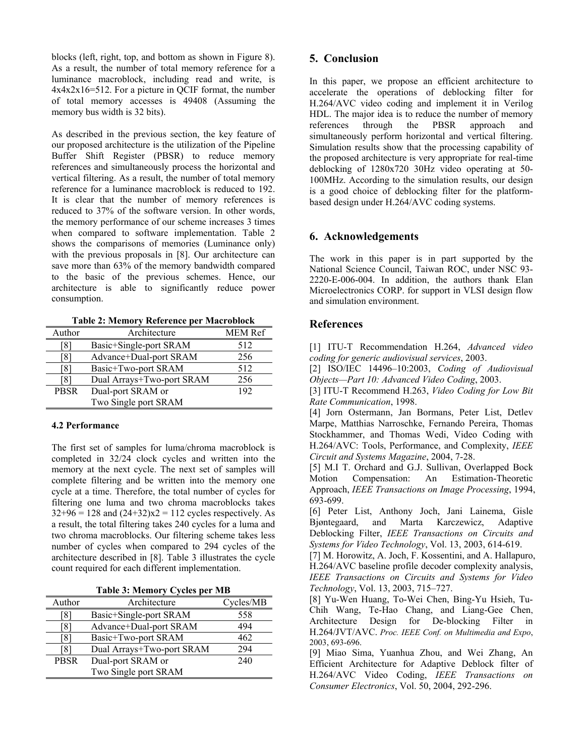blocks (left, right, top, and bottom as shown in Figure 8). As a result, the number of total memory reference for a luminance macroblock, including read and write, is 4x4x2x16=512. For a picture in QCIF format, the number of total memory accesses is 49408 (Assuming the memory bus width is 32 bits).

As described in the previous section, the key feature of our proposed architecture is the utilization of the Pipeline Buffer Shift Register (PBSR) to reduce memory references and simultaneously process the horizontal and vertical filtering. As a result, the number of total memory reference for a luminance macroblock is reduced to 192. It is clear that the number of memory references is reduced to 37% of the software version. In other words, the memory performance of our scheme increases 3 times when compared to software implementation. Table 2 shows the comparisons of memories (Luminance only) with the previous proposals in [8]. Our architecture can save more than 63% of the memory bandwidth compared to the basic of the previous schemes. Hence, our architecture is able to significantly reduce power consumption.

**Table 2: Memory Reference per Macroblock**

| Author | Architecture | MEM Ref |
|---|---|---|
| [8] | Basic+Single-port SRAM | 512 |
| [8] | Advance+Dual-port SRAM | 256 |
| [8] | Basic+Two-port SRAM | 512 |
| [8] | Dual Arrays+Two-port SRAM | 256 |
| PBSR | Dual-port SRAM or Two Single port SRAM | 192 |

#### 4.2 Performance

The first set of samples for luma/chroma macroblock is completed in 32/24 clock cycles and written into the memory at the next cycle. The next set of samples will complete filtering and be written into the memory one cycle at a time. Therefore, the total number of cycles for filtering one luma and two chroma macroblocks takes 32+96 = 128 and (24+32)x2 = 112 cycles respectively. As a result, the total filtering takes 240 cycles for a luma and two chroma macroblocks. Our filtering scheme takes less number of cycles when compared to 294 cycles of the architecture described in [8]. Table 3 illustrates the cycle count required for each different implementation.

**Table 3: Memory Cycles per MB**

| Author | Architecture | Cycles/MB |
|---|---|---|
| [8] | Basic+Single-port SRAM | 558 |
| [8] | Advance+Dual-port SRAM | 494 |
| [8] | Basic+Two-port SRAM | 462 |
| [8] | Dual Arrays+Two-port SRAM | 294 |
| PBSR | Dual-port SRAM or Two Single port SRAM | 240 |

## 5. Conclusion

In this paper, we propose an efficient architecture to accelerate the operations of deblocking filter for H.264/AVC video coding and implement it in Verilog HDL. The major idea is to reduce the number of memory references through the PBSR approach and simultaneously perform horizontal and vertical filtering. Simulation results show that the processing capability of the proposed architecture is very appropriate for real-time deblocking of 1280x720 30Hz video operating at 50-100MHz. According to the simulation results, our design is a good choice of deblocking filter for the platform-based design under H.264/AVC coding systems.

## 6. Acknowledgements

The work in this paper is in part supported by the National Science Council, Taiwan ROC, under NSC 93-2220-E-006-004. In addition, the authors thank Elan Microelectronics CORP. for support in VLSI design flow and simulation environment.

## References

[1] ITU-T Recommendation H.264, *Advanced video coding for generic audiovisual services*, 2003.

[2] ISO/IEC 14496–10:2003, *Coding of Audiovisual Objects—Part 10: Advanced Video Coding*, 2003.

[3] ITU-T Recommend H.263, *Video Coding for Low Bit Rate Communication*, 1998.

[4] Jorn Ostermann, Jan Bormans, Peter List, Detlev Marpe, Matthias Narroschke, Fernando Pereira, Thomas Stockhammer, and Thomas Wedi, Video Coding with H.264/AVC: Tools, Performance, and Complexity, *IEEE Circuit and Systems Magazine*, 2004, 7-28.

[5] M.I T. Orchard and G.J. Sullivan, Overlapped Bock Motion Compensation: An Estimation-Theoretic Approach, *IEEE Transactions on Image Processing*, 1994, 693-699.

[6] Peter List, Anthony Joch, Jani Lainema, Gisle Bjøntegaard, and Marta Karczewicz, Adaptive Deblocking Filter, *IEEE Transactions on Circuits and Systems for Video Technology*, Vol. 13, 2003, 614-619.

[7] M. Horowitz, A. Joch, F. Kossentini, and A. Hallapuro, H.264/AVC baseline profile decoder complexity analysis, *IEEE Transactions on Circuits and Systems for Video Technology*, Vol. 13, 2003, 715–727.

[8] Yu-Wen Huang, To-Wei Chen, Bing-Yu Hsieh, Tu-Chih Wang, Te-Hao Chang, and Liang-Gee Chen, Architecture Design for De-blocking Filter in H.264/JVT/AVC. *Proc. IEEE Conf. on Multimedia and Expo*, 2003, 693-696.

[9] Miao Sima, Yuanhua Zhou, and Wei Zhang, An Efficient Architecture for Adaptive Deblock filter of H.264/AVC Video Coding, *IEEE Transactions on Consumer Electronics*, Vol. 50, 2004, 292-296.